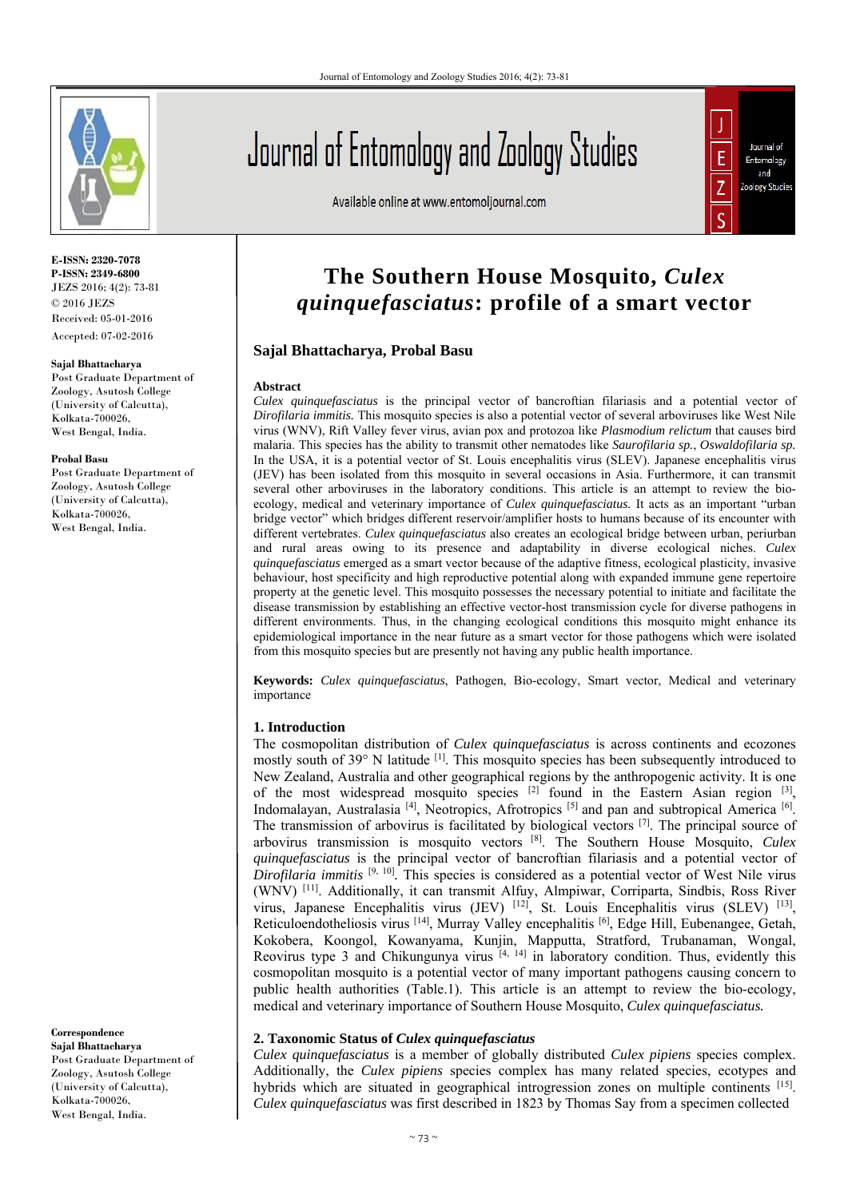# The Southern House Mosquito, *Culex quinquefasciatus*: profile of a smart vector

**Sajal Bhattacharya, Probal Basu**

**E-ISSN: 2320-7078**
**P-ISSN: 2349-6800**
JEZS 2016; 4(2): 73-81
© 2016 JEZS
Received: 05-01-2016
Accepted: 07-02-2016

**Sajal Bhattacharya**
Post Graduate Department of Zoology, Asutosh College (University of Calcutta), Kolkata-700026, West Bengal, India.

**Probal Basu**
Post Graduate Department of Zoology, Asutosh College (University of Calcutta), Kolkata-700026, West Bengal, India.

**Correspondence**
**Sajal Bhattacharya**
Post Graduate Department of Zoology, Asutosh College (University of Calcutta), Kolkata-700026, West Bengal, India.

## Abstract

*Culex quinquefasciatus* is the principal vector of bancroftian filariasis and a potential vector of *Dirofilaria immitis.* This mosquito species is also a potential vector of several arboviruses like West Nile virus (WNV), Rift Valley fever virus, avian pox and protozoa like *Plasmodium relictum* that causes bird malaria. This species has the ability to transmit other nematodes like *Saurofilaria sp.*, *Oswaldofilaria sp.* In the USA, it is a potential vector of St. Louis encephalitis virus (SLEV). Japanese encephalitis virus (JEV) has been isolated from this mosquito in several occasions in Asia. Furthermore, it can transmit several other arboviruses in the laboratory conditions. This article is an attempt to review the bio-ecology, medical and veterinary importance of *Culex quinquefasciatus.* It acts as an important "urban bridge vector" which bridges different reservoir/amplifier hosts to humans because of its encounter with different vertebrates. *Culex quinquefasciatus* also creates an ecological bridge between urban, periurban and rural areas owing to its presence and adaptability in diverse ecological niches. *Culex quinquefasciatus* emerged as a smart vector because of the adaptive fitness, ecological plasticity, invasive behaviour, host specificity and high reproductive potential along with expanded immune gene repertoire property at the genetic level. This mosquito possesses the necessary potential to initiate and facilitate the disease transmission by establishing an effective vector-host transmission cycle for diverse pathogens in different environments. Thus, in the changing ecological conditions this mosquito might enhance its epidemiological importance in the near future as a smart vector for those pathogens which were isolated from this mosquito species but are presently not having any public health importance.

**Keywords:** *Culex quinquefasciatus*, Pathogen, Bio-ecology, Smart vector, Medical and veterinary importance

## 1. Introduction

The cosmopolitan distribution of *Culex quinquefasciatus* is across continents and ecozones mostly south of 39° N latitude [1]. This mosquito species has been subsequently introduced to New Zealand, Australia and other geographical regions by the anthropogenic activity. It is one of the most widespread mosquito species [2] found in the Eastern Asian region [3], Indomalayan, Australasia [4], Neotropics, Afrotropics [5] and pan and subtropical America [6]. The transmission of arbovirus is facilitated by biological vectors [7]. The principal source of arbovirus transmission is mosquito vectors [8]. The Southern House Mosquito, *Culex quinquefasciatus* is the principal vector of bancroftian filariasis and a potential vector of *Dirofilaria immitis* [9, 10]. This species is considered as a potential vector of West Nile virus (WNV) [11]. Additionally, it can transmit Alfuy, Almpiwar, Corriparta, Sindbis, Ross River virus, Japanese Encephalitis virus (JEV) [12], St. Louis Encephalitis virus (SLEV) [13], Reticuloendotheliosis virus [14], Murray Valley encephalitis [6], Edge Hill, Eubenangee, Getah, Kokobera, Koongol, Kowanyama, Kunjin, Mapputta, Stratford, Trubanaman, Wongal, Reovirus type 3 and Chikungunya virus [4, 14] in laboratory condition. Thus, evidently this cosmopolitan mosquito is a potential vector of many important pathogens causing concern to public health authorities (Table.1). This article is an attempt to review the bio-ecology, medical and veterinary importance of Southern House Mosquito, *Culex quinquefasciatus.*

## 2. Taxonomic Status of *Culex quinquefasciatus*

*Culex quinquefasciatus* is a member of globally distributed *Culex pipiens* species complex. Additionally, the *Culex pipiens* species complex has many related species, ecotypes and hybrids which are situated in geographical introgression zones on multiple continents [15]. *Culex quinquefasciatus* was first described in 1823 by Thomas Say from a specimen collected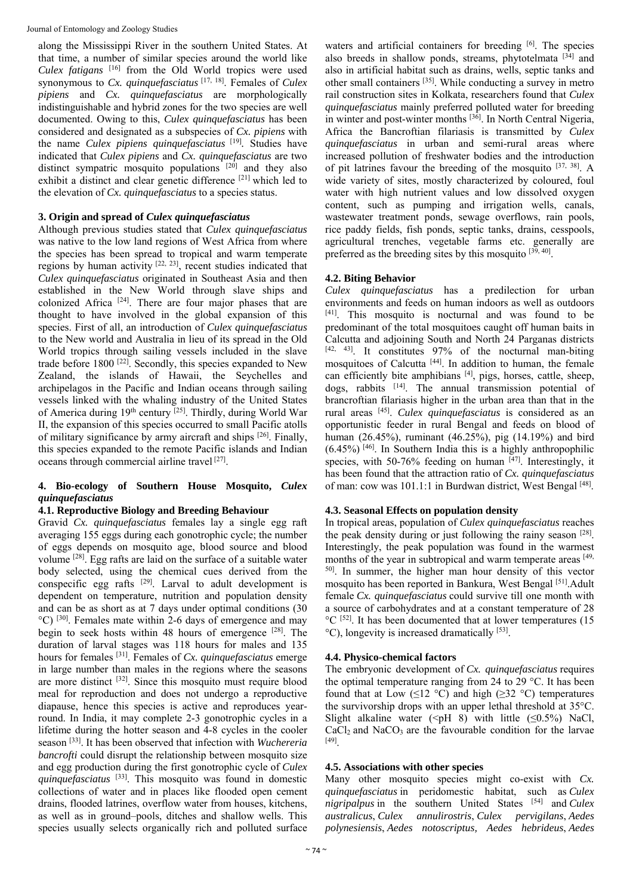along the Mississippi River in the southern United States. At that time, a number of similar species around the world like *Culex fatigans* [16] from the Old World tropics were used synonymous to *Cx. quinquefasciatus* [17, 18]. Females of *Culex pipiens* and *Cx. quinquefasciatus* are morphologically indistinguishable and hybrid zones for the two species are well documented. Owing to this, *Culex quinquefasciatus* has been considered and designated as a subspecies of *Cx. pipiens* with the name *Culex pipiens quinquefasciatus* [19]. Studies have indicated that *Culex pipiens* and *Cx. quinquefasciatus* are two distinct sympatric mosquito populations [20] and they also exhibit a distinct and clear genetic difference [21] which led to the elevation of *Cx. quinquefasciatus* to a species status.

### 3. Origin and spread of *Culex quinquefasciatus*

Although previous studies stated that *Culex quinquefasciatus* was native to the low land regions of West Africa from where the species has been spread to tropical and warm temperate regions by human activity [22, 23], recent studies indicated that *Culex quinquefasciatus* originated in Southeast Asia and then established in the New World through slave ships and colonized Africa [24]. There are four major phases that are thought to have involved in the global expansion of this species. First of all, an introduction of *Culex quinquefasciatus* to the New world and Australia in lieu of its spread in the Old World tropics through sailing vessels included in the slave trade before 1800 [22]. Secondly, this species expanded to New Zealand, the islands of Hawaii, the Seychelles and archipelagos in the Pacific and Indian oceans through sailing vessels linked with the whaling industry of the United States of America during 19th century [25]. Thirdly, during World War II, the expansion of this species occurred to small Pacific atolls of military significance by army aircraft and ships [26]. Finally, this species expanded to the remote Pacific islands and Indian oceans through commercial airline travel [27].

### 4. Bio-ecology of Southern House Mosquito, *Culex quinquefasciatus*

#### 4.1. Reproductive Biology and Breeding Behaviour

Gravid *Cx. quinquefasciatus* females lay a single egg raft averaging 155 eggs during each gonotrophic cycle; the number of eggs depends on mosquito age, blood source and blood volume [28]. Egg rafts are laid on the surface of a suitable water body selected, using the chemical cues derived from the conspecific egg rafts [29]. Larval to adult development is dependent on temperature, nutrition and population density and can be as short as at 7 days under optimal conditions (30 °C) [30]. Females mate within 2-6 days of emergence and may begin to seek hosts within 48 hours of emergence [28]. The duration of larval stages was 118 hours for males and 135 hours for females [31]. Females of *Cx. quinquefasciatus* emerge in large number than males in the regions where the seasons are more distinct [32]. Since this mosquito must require blood meal for reproduction and does not undergo a reproductive diapause, hence this species is active and reproduces year-round. In India, it may complete 2-3 gonotrophic cycles in a lifetime during the hotter season and 4-8 cycles in the cooler season [33]. It has been observed that infection with *Wuchereria bancrofti* could disrupt the relationship between mosquito size and egg production during the first gonotrophic cycle of *Culex quinquefasciatus* [33]. This mosquito was found in domestic collections of water and in places like flooded open cement drains, flooded latrines, overflow water from houses, kitchens, as well as in ground–pools, ditches and shallow wells. This species usually selects organically rich and polluted surface waters and artificial containers for breeding [6]. The species also breeds in shallow ponds, streams, phytotelmata [34] and also in artificial habitat such as drains, wells, septic tanks and other small containers [35]. While conducting a survey in metro rail construction sites in Kolkata, researchers found that *Culex quinquefasciatus* mainly preferred polluted water for breeding in winter and post-winter months [36]. In North Central Nigeria, Africa the Bancroftian filariasis is transmitted by *Culex quinquefasciatus* in urban and semi-rural areas where increased pollution of freshwater bodies and the introduction of pit latrines favour the breeding of the mosquito [37, 38]. A wide variety of sites, mostly characterized by coloured, foul water with high nutrient values and low dissolved oxygen content, such as pumping and irrigation wells, canals, wastewater treatment ponds, sewage overflows, rain pools, rice paddy fields, fish ponds, septic tanks, drains, cesspools, agricultural trenches, vegetable farms etc. generally are preferred as the breeding sites by this mosquito [39, 40].

#### 4.2. Biting Behavior

*Culex quinquefasciatus* has a predilection for urban environments and feeds on human indoors as well as outdoors [41]. This mosquito is nocturnal and was found to be predominant of the total mosquitoes caught off human baits in Calcutta and adjoining South and North 24 Parganas districts [42, 43]. It constitutes 97% of the nocturnal man-biting mosquitoes of Calcutta [44]. In addition to human, the female can efficiently bite amphibians [4], pigs, horses, cattle, sheep, dogs, rabbits [14]. The annual transmission potential of brancroftian filariasis higher in the urban area than that in the rural areas [45]. *Culex quinquefasciatus* is considered as an opportunistic feeder in rural Bengal and feeds on blood of human (26.45%), ruminant (46.25%), pig (14.19%) and bird (6.45%) [46]. In Southern India this is a highly anthropophilic species, with 50-76% feeding on human [47]. Interestingly, it has been found that the attraction ratio of *Cx. quinquefasciatus* of man: cow was 101.1:1 in Burdwan district, West Bengal [48].

#### 4.3. Seasonal Effects on population density

In tropical areas, population of *Culex quinquefasciatus* reaches the peak density during or just following the rainy season [28]. Interestingly, the peak population was found in the warmest months of the year in subtropical and warm temperate areas [49, 50]. In summer, the higher man hour density of this vector mosquito has been reported in Bankura, West Bengal [51]. Adult female *Cx. quinquefasciatus* could survive till one month with a source of carbohydrates and at a constant temperature of 28 °C [52]. It has been documented that at lower temperatures (15 °C), longevity is increased dramatically [53].

#### 4.4. Physico-chemical factors

The embryonic development of *Cx. quinquefasciatus* requires the optimal temperature ranging from 24 to 29 °C. It has been found that at Low (≤12 °C) and high (≥32 °C) temperatures the survivorship drops with an upper lethal threshold at 35°C. Slight alkaline water (<pH 8) with little (≤0.5%) NaCl, $CaCl_2$ and $NaCO_3$ are the favourable condition for the larvae [49].

#### 4.5. Associations with other species

Many other mosquito species might co-exist with *Cx. quinquefasciatus* in peridomestic habitat, such as *Culex nigripalpus* in the southern United States [54] and *Culex australicus*, *Culex annulirostris*, *Culex pervigilans*, *Aedes polynesiensis*, *Aedes notoscriptus, Aedes hebrideus*, *Aedes*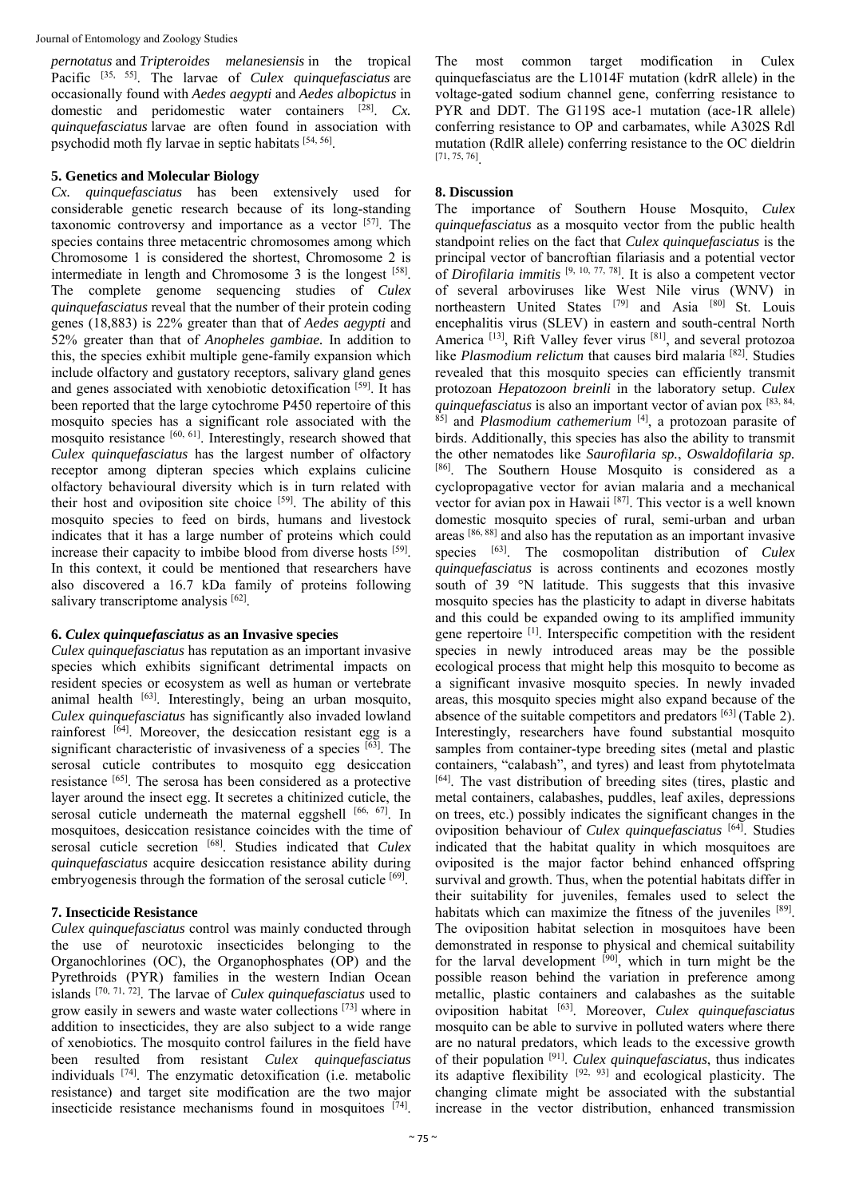*pernotatus* and *Tripteroides melanesiensis* in the tropical Pacific [35, 55]. The larvae of *Culex quinquefasciatus* are occasionally found with *Aedes aegypti* and *Aedes albopictus* in domestic and peridomestic water containers [28]. *Cx. quinquefasciatus* larvae are often found in association with psychodid moth fly larvae in septic habitats [54, 56].

## 5. Genetics and Molecular Biology

*Cx. quinquefasciatus* has been extensively used for considerable genetic research because of its long-standing taxonomic controversy and importance as a vector [57]. The species contains three metacentric chromosomes among which Chromosome 1 is considered the shortest, Chromosome 2 is intermediate in length and Chromosome 3 is the longest [58]. The complete genome sequencing studies of *Culex quinquefasciatus* reveal that the number of their protein coding genes (18,883) is 22% greater than that of *Aedes aegypti* and 52% greater than that of *Anopheles gambiae*. In addition to this, the species exhibit multiple gene-family expansion which include olfactory and gustatory receptors, salivary gland genes and genes associated with xenobiotic detoxification [59]. It has been reported that the large cytochrome P450 repertoire of this mosquito species has a significant role associated with the mosquito resistance [60, 61]. Interestingly, research showed that *Culex quinquefasciatus* has the largest number of olfactory receptor among dipteran species which explains culicine olfactory behavioural diversity which is in turn related with their host and oviposition site choice [59]. The ability of this mosquito species to feed on birds, humans and livestock indicates that it has a large number of proteins which could increase their capacity to imbibe blood from diverse hosts [59]. In this context, it could be mentioned that researchers have also discovered a 16.7 kDa family of proteins following salivary transcriptome analysis [62].

## 6. *Culex quinquefasciatus* as an Invasive species

*Culex quinquefasciatus* has reputation as an important invasive species which exhibits significant detrimental impacts on resident species or ecosystem as well as human or vertebrate animal health [63]. Interestingly, being an urban mosquito, *Culex quinquefasciatus* has significantly also invaded lowland rainforest [64]. Moreover, the desiccation resistant egg is a significant characteristic of invasiveness of a species [63]. The serosal cuticle contributes to mosquito egg desiccation resistance [65]. The serosa has been considered as a protective layer around the insect egg. It secretes a chitinized cuticle, the serosal cuticle underneath the maternal eggshell [66, 67]. In mosquitoes, desiccation resistance coincides with the time of serosal cuticle secretion [68]. Studies indicated that *Culex quinquefasciatus* acquire desiccation resistance ability during embryogenesis through the formation of the serosal cuticle [69].

## 7. Insecticide Resistance

*Culex quinquefasciatus* control was mainly conducted through the use of neurotoxic insecticides belonging to the Organochlorines (OC), the Organophosphates (OP) and the Pyrethroids (PYR) families in the western Indian Ocean islands [70, 71, 72]. The larvae of *Culex quinquefasciatus* used to grow easily in sewers and waste water collections [73] where in addition to insecticides, they are also subject to a wide range of xenobiotics. The mosquito control failures in the field have been resulted from resistant *Culex quinquefasciatus* individuals [74]. The enzymatic detoxification (i.e. metabolic resistance) and target site modification are the two major insecticide resistance mechanisms found in mosquitoes [74]. The most common target modification in Culex quinquefasciatus are the L1014F mutation (kdrR allele) in the voltage-gated sodium channel gene, conferring resistance to PYR and DDT. The G119S ace-1 mutation (ace-1R allele) conferring resistance to OP and carbamates, while A302S Rdl mutation (RdlR allele) conferring resistance to the OC dieldrin [71, 75, 76].

## 8. Discussion

The importance of Southern House Mosquito, *Culex quinquefasciatus* as a mosquito vector from the public health standpoint relies on the fact that *Culex quinquefasciatus* is the principal vector of bancroftian filariasis and a potential vector of *Dirofilaria immitis* [9, 10, 77, 78]. It is also a competent vector of several arboviruses like West Nile virus (WNV) in northeastern United States [79] and Asia [80] St. Louis encephalitis virus (SLEV) in eastern and south-central North America [13], Rift Valley fever virus [81], and several protozoa like *Plasmodium relictum* that causes bird malaria [82]. Studies revealed that this mosquito species can efficiently transmit protozoan *Hepatozoon breinli* in the laboratory setup. *Culex quinquefasciatus* is also an important vector of avian pox [83, 84, 85] and *Plasmodium cathemerium* [4], a protozoan parasite of birds. Additionally, this species has also the ability to transmit the other nematodes like *Saurofilaria sp.*, *Oswaldofilaria sp.* [86]. The Southern House Mosquito is considered as a cyclopropagative vector for avian malaria and a mechanical vector for avian pox in Hawaii [87]. This vector is a well known domestic mosquito species of rural, semi-urban and urban areas [86, 88] and also has the reputation as an important invasive species [63]. The cosmopolitan distribution of *Culex quinquefasciatus* is across continents and ecozones mostly south of 39 °N latitude. This suggests that this invasive mosquito species has the plasticity to adapt in diverse habitats and this could be expanded owing to its amplified immunity gene repertoire [1]. Interspecific competition with the resident species in newly introduced areas may be the possible ecological process that might help this mosquito to become as a significant invasive mosquito species. In newly invaded areas, this mosquito species might also expand because of the absence of the suitable competitors and predators [63] (Table 2). Interestingly, researchers have found substantial mosquito samples from container-type breeding sites (metal and plastic containers, "calabash", and tyres) and least from phytotelmata [64]. The vast distribution of breeding sites (tires, plastic and metal containers, calabashes, puddles, leaf axiles, depressions on trees, etc.) possibly indicates the significant changes in the oviposition behaviour of *Culex quinquefasciatus* [64]. Studies indicated that the habitat quality in which mosquitoes are oviposited is the major factor behind enhanced offspring survival and growth. Thus, when the potential habitats differ in their suitability for juveniles, females used to select the habitats which can maximize the fitness of the juveniles [89]. The oviposition habitat selection in mosquitoes have been demonstrated in response to physical and chemical suitability for the larval development [90], which in turn might be the possible reason behind the variation in preference among metallic, plastic containers and calabashes as the suitable oviposition habitat [63]. Moreover, *Culex quinquefasciatus* mosquito can be able to survive in polluted waters where there are no natural predators, which leads to the excessive growth of their population [91]. *Culex quinquefasciatus*, thus indicates its adaptive flexibility [92, 93] and ecological plasticity. The changing climate might be associated with the substantial increase in the vector distribution, enhanced transmission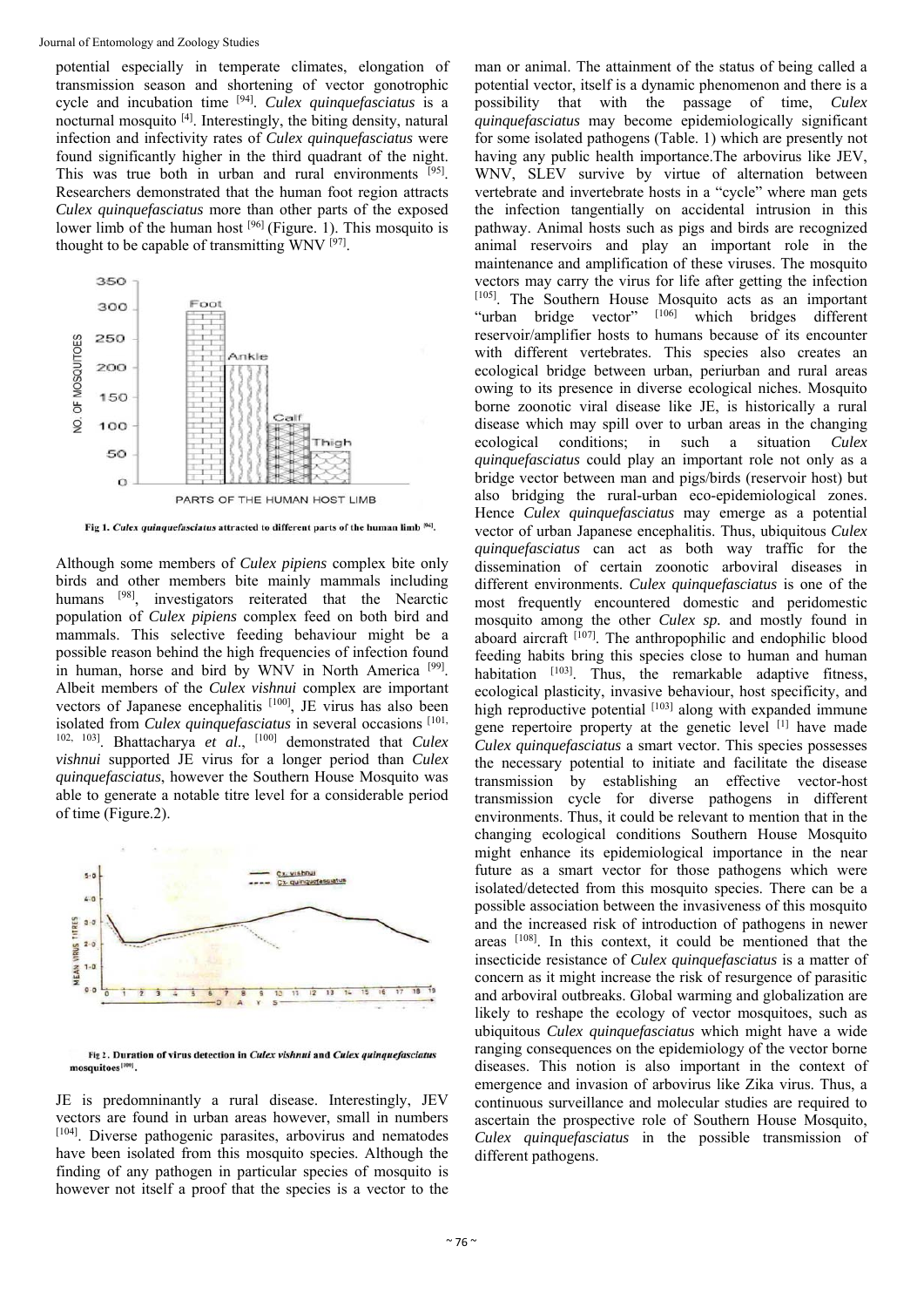potential especially in temperate climates, elongation of transmission season and shortening of vector gonotrophic cycle and incubation time [94]. *Culex quinquefasciatus* is a nocturnal mosquito [4]. Interestingly, the biting density, natural infection and infectivity rates of *Culex quinquefasciatus* were found significantly higher in the third quadrant of the night. This was true both in urban and rural environments [95]. Researchers demonstrated that the human foot region attracts *Culex quinquefasciatus* more than other parts of the exposed lower limb of the human host [96] (Figure. 1). This mosquito is thought to be capable of transmitting WNV [97].

**Fig 1.** *Culex quinquefasciatus* attracted to different parts of the human limb [96].

Although some members of *Culex pipiens* complex bite only birds and other members bite mainly mammals including humans [98], investigators reiterated that the Nearctic population of *Culex pipiens* complex feed on both bird and mammals. This selective feeding behaviour might be a possible reason behind the high frequencies of infection found in human, horse and bird by WNV in North America [99]. Albeit members of the *Culex vishnui* complex are important vectors of Japanese encephalitis [100], JE virus has also been isolated from *Culex quinquefasciatus* in several occasions [101, 102, 103]. Bhattacharya *et al*., [100] demonstrated that *Culex vishnui* supported JE virus for a longer period than *Culex quinquefasciatus*, however the Southern House Mosquito was able to generate a notable titre level for a considerable period of time (Figure.2).

**Fig 2.** Duration of virus detection in *Culex vishnui* and *Culex quinquefasciatus* mosquitoes [100].

JE is predomninantly a rural disease. Interestingly, JEV vectors are found in urban areas however, small in numbers [104]. Diverse pathogenic parasites, arbovirus and nematodes have been isolated from this mosquito species. Although the finding of any pathogen in particular species of mosquito is however not itself a proof that the species is a vector to the man or animal. The attainment of the status of being called a potential vector, itself is a dynamic phenomenon and there is a possibility that with the passage of time, *Culex quinquefasciatus* may become epidemiologically significant for some isolated pathogens (Table. 1) which are presently not having any public health importance.The arbovirus like JEV, WNV, SLEV survive by virtue of alternation between vertebrate and invertebrate hosts in a "cycle" where man gets the infection tangentially on accidental intrusion in this pathway. Animal hosts such as pigs and birds are recognized animal reservoirs and play an important role in the maintenance and amplification of these viruses. The mosquito vectors may carry the virus for life after getting the infection [105]. The Southern House Mosquito acts as an important "urban bridge vector" [106] which bridges different reservoir/amplifier hosts to humans because of its encounter with different vertebrates. This species also creates an ecological bridge between urban, periurban and rural areas owing to its presence in diverse ecological niches. Mosquito borne zoonotic viral disease like JE, is historically a rural disease which may spill over to urban areas in the changing ecological conditions; in such a situation *Culex quinquefasciatus* could play an important role not only as a bridge vector between man and pigs/birds (reservoir host) but also bridging the rural-urban eco-epidemiological zones. Hence *Culex quinquefasciatus* may emerge as a potential vector of urban Japanese encephalitis. Thus, ubiquitous *Culex quinquefasciatus* can act as both way traffic for the dissemination of certain zoonotic arboviral diseases in different environments. *Culex quinquefasciatus* is one of the most frequently encountered domestic and peridomestic mosquito among the other *Culex sp.* and mostly found in aboard aircraft [107]. The anthropophilic and endophilic blood feeding habits bring this species close to human and human habitation [103]. Thus, the remarkable adaptive fitness, ecological plasticity, invasive behaviour, host specificity, and high reproductive potential [103] along with expanded immune gene repertoire property at the genetic level [1] have made *Culex quinquefasciatus* a smart vector. This species possesses the necessary potential to initiate and facilitate the disease transmission by establishing an effective vector-host transmission cycle for diverse pathogens in different environments. Thus, it could be relevant to mention that in the changing ecological conditions Southern House Mosquito might enhance its epidemiological importance in the near future as a smart vector for those pathogens which were isolated/detected from this mosquito species. There can be a possible association between the invasiveness of this mosquito and the increased risk of introduction of pathogens in newer areas [108]. In this context, it could be mentioned that the insecticide resistance of *Culex quinquefasciatus* is a matter of concern as it might increase the risk of resurgence of parasitic and arboviral outbreaks. Global warming and globalization are likely to reshape the ecology of vector mosquitoes, such as ubiquitous *Culex quinquefasciatus* which might have a wide ranging consequences on the epidemiology of the vector borne diseases. This notion is also important in the context of emergence and invasion of arbovirus like Zika virus. Thus, a continuous surveillance and molecular studies are required to ascertain the prospective role of Southern House Mosquito, *Culex quinquefasciatus* in the possible transmission of different pathogens.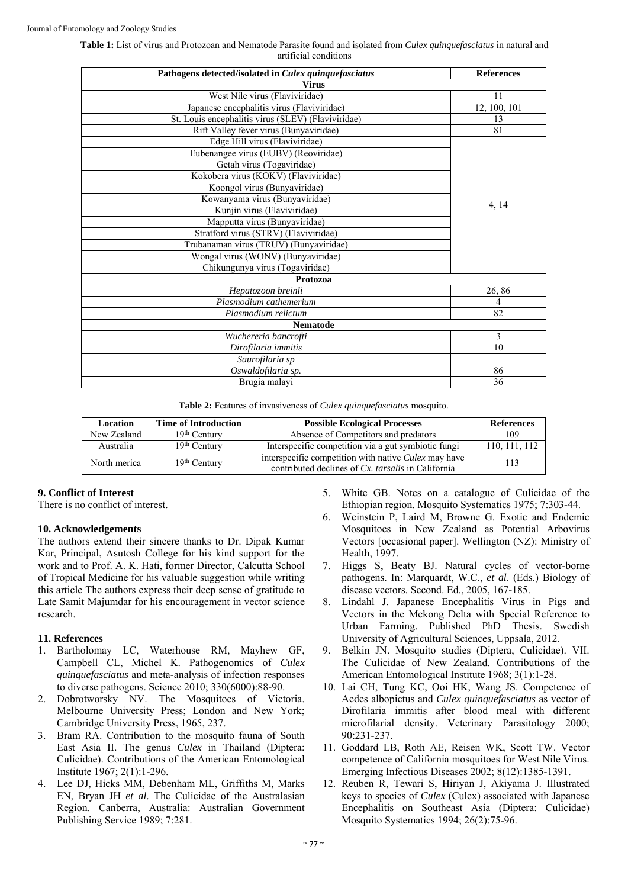**Table 1:** List of virus and Protozoan and Nematode Parasite found and isolated from *Culex quinquefasciatus* in natural and artificial conditions

| Pathogens detected/isolated in *Culex quinquefasciatus* | References |
|---|---|
| **Virus** | |
| West Nile virus (Flaviviridae) | 11 |
| Japanese encephalitis virus (Flaviviridae) | 12, 100, 101 |
| St. Louis encephalitis virus (SLEV) (Flaviviridae) | 13 |
| Rift Valley fever virus (Bunyaviridae) | 81 |
| Edge Hill virus (Flaviviridae) | 4, 14 |
| Eubenangee virus (EUBV) (Reoviridae) | |
| Getah virus (Togaviridae) | |
| Kokobera virus (KOKV) (Flaviviridae) | |
| Koongol virus (Bunyaviridae) | |
| Kowanyama virus (Bunyaviridae) | |
| Kunjin virus (Flaviviridae) | |
| Mapputta virus (Bunyaviridae) | |
| Stratford virus (STRV) (Flaviviridae) | |
| Trubanaman virus (TRUV) (Bunyaviridae) | |
| Wongal virus (WONV) (Bunyaviridae) | |
| Chikungunya virus (Togaviridae) | |
| **Protozoa** | |
| *Hepatozoon breinli* | 26, 86 |
| *Plasmodium cathemerium* | 4 |
| *Plasmodium relictum* | 82 |
| **Nematode** | |
| *Wuchereria bancrofti* | 3 |
| *Dirofilaria immitis* | 10 |
| *Saurofilaria sp* | 86 |
| *Oswaldofilaria sp.* | |
| Brugia malayi | 36 |

**Table 2:** Features of invasiveness of *Culex quinquefasciatus* mosquito.

| Location | Time of Introduction | Possible Ecological Processes | References |
|---|---|---|---|
| New Zealand | 19th Century | Absence of Competitors and predators | 109 |
| Australia | 19th Century | Interspecific competition via a gut symbiotic fungi | 110, 111, 112 |
| North merica | 19th Century | interspecific competition with native *Culex* may have contributed declines of *Cx. tarsalis* in California | 113 |

## 9. Conflict of Interest

There is no conflict of interest.

## 10. Acknowledgements

The authors extend their sincere thanks to Dr. Dipak Kumar Kar, Principal, Asutosh College for his kind support for the work and to Prof. A. K. Hati, former Director, Calcutta School of Tropical Medicine for his valuable suggestion while writing this article The authors express their deep sense of gratitude to Late Samit Majumdar for his encouragement in vector science research.

## 11. References

1. Bartholomay LC, Waterhouse RM, Mayhew GF, Campbell CL, Michel K. Pathogenomics of *Culex quinquefasciatus* and meta-analysis of infection responses to diverse pathogens. Science 2010; 330(6000):88-90.
2. Dobrotworsky NV. The Mosquitoes of Victoria. Melbourne University Press; London and New York; Cambridge University Press, 1965, 237.
3. Bram RA. Contribution to the mosquito fauna of South East Asia II. The genus *Culex* in Thailand (Diptera: Culicidae). Contributions of the American Entomological Institute 1967; 2(1):1-296.
4. Lee DJ, Hicks MM, Debenham ML, Griffiths M, Marks EN, Bryan JH *et al*. The Culicidae of the Australasian Region. Canberra, Australia: Australian Government Publishing Service 1989; 7:281.
5. White GB. Notes on a catalogue of Culicidae of the Ethiopian region. Mosquito Systematics 1975; 7:303-44.
6. Weinstein P, Laird M, Browne G. Exotic and Endemic Mosquitoes in New Zealand as Potential Arbovirus Vectors [occasional paper]. Wellington (NZ): Ministry of Health, 1997.
7. Higgs S, Beaty BJ. Natural cycles of vector-borne pathogens. In: Marquardt, W.C., *et al*. (Eds.) Biology of disease vectors. Second. Ed., 2005, 167-185.
8. Lindahl J. Japanese Encephalitis Virus in Pigs and Vectors in the Mekong Delta with Special Reference to Urban Farming. Published PhD Thesis. Swedish University of Agricultural Sciences, Uppsala, 2012.
9. Belkin JN. Mosquito studies (Diptera, Culicidae). VII. The Culicidae of New Zealand. Contributions of the American Entomological Institute 1968; 3(1):1-28.
10. Lai CH, Tung KC, Ooi HK, Wang JS. Competence of Aedes albopictus and *Culex quinquefasciatus* as vector of Dirofilaria immitis after blood meal with different microfilarial density. Veterinary Parasitology 2000; 90:231-237.
11. Goddard LB, Roth AE, Reisen WK, Scott TW. Vector competence of California mosquitoes for West Nile Virus. Emerging Infectious Diseases 2002; 8(12):1385-1391.
12. Reuben R, Tewari S, Hiriyan J, Akiyama J. Illustrated keys to species of *Culex* (Culex) associated with Japanese Encephalitis on Southeast Asia (Diptera: Culicidae) Mosquito Systematics 1994; 26(2):75-96.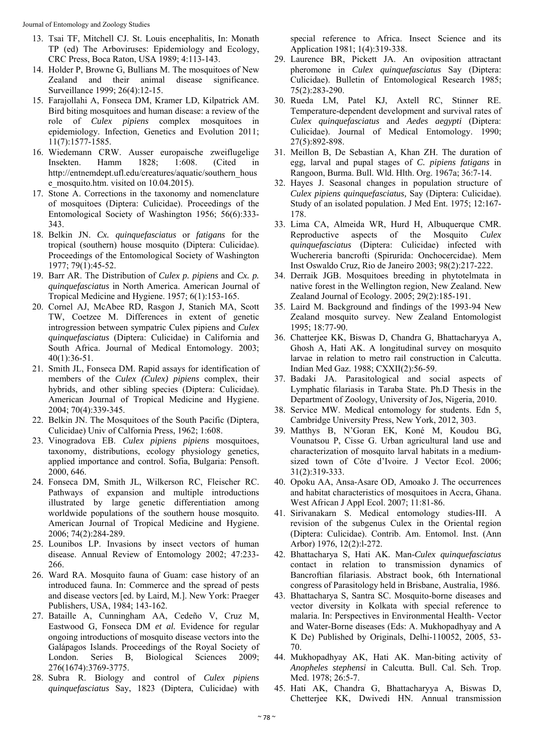13. Tsai TF, Mitchell CJ. St. Louis encephalitis, In: Monath TP (ed) The Arboviruses: Epidemiology and Ecology, CRC Press, Boca Raton, USA 1989; 4:113-143.
14. Holder P, Browne G, Bullians M. The mosquitoes of New Zealand and their animal disease significance. Surveillance 1999; 26(4):12-15.
15. Farajollahi A, Fonseca DM, Kramer LD, Kilpatrick AM. Bird biting mosquitoes and human disease: a review of the role of *Culex pipiens* complex mosquitoes in epidemiology. Infection, Genetics and Evolution 2011; 11(7):1577-1585.
16. Wiedemann CRW. Ausser europaische zweiflugelige Insekten. Hamm 1828; 1:608. (Cited in http://entnemdept.ufl.edu/creatures/aquatic/southern_house_mosquito.htm. visited on 10.04.2015).
17. Stone A. Corrections in the taxonomy and nomenclature of mosquitoes (Diptera: Culicidae). Proceedings of the Entomological Society of Washington 1956; 56(6):333-343.
18. Belkin JN. *Cx. quinquefasciatus* or *fatigans* for the tropical (southern) house mosquito (Diptera: Culicidae). Proceedings of the Entomological Society of Washington 1977; 79(1):45-52.
19. Barr AR. The Distribution of *Culex p. pipiens* and *Cx. p. quinquefasciatus* in North America. American Journal of Tropical Medicine and Hygiene. 1957; 6(1):153-165.
20. Cornel AJ, McAbee RD, Rasgon J, Stanich MA, Scott TW, Coetzee M. Differences in extent of genetic introgression between sympatric Culex pipiens and *Culex quinquefasciatus* (Diptera: Culicidae) in California and South Africa. Journal of Medical Entomology. 2003; 40(1):36-51.
21. Smith JL, Fonseca DM. Rapid assays for identification of members of the *Culex (Culex) pipiens* complex, their hybrids, and other sibling species (Diptera: Culicidae). American Journal of Tropical Medicine and Hygiene. 2004; 70(4):339-345.
22. Belkin JN. The Mosquitoes of the South Pacific (Diptera, Culicidae) Univ of Calfornia Press, 1962; 1:608.
23. Vinogradova EB. *Culex pipiens pipiens* mosquitoes, taxonomy, distributions, ecology physiology genetics, applied importance and control. Sofia, Bulgaria: Pensoft. 2000, 646.
24. Fonseca DM, Smith JL, Wilkerson RC, Fleischer RC. Pathways of expansion and multiple introductions illustrated by large genetic differentiation among worldwide populations of the southern house mosquito. American Journal of Tropical Medicine and Hygiene. 2006; 74(2):284-289.
25. Lounibos LP. Invasions by insect vectors of human disease. Annual Review of Entomology 2002; 47:233-266.
26. Ward RA. Mosquito fauna of Guam: case history of an introduced fauna. In: Commerce and the spread of pests and disease vectors [ed. by Laird, M.]. New York: Praeger Publishers, USA, 1984; 143-162.
27. Bataille A, Cunningham AA, Cedeño V, Cruz M, Eastwood G, Fonseca DM *et al.* Evidence for regular ongoing introductions of mosquito disease vectors into the Galápagos Islands. Proceedings of the Royal Society of London. Series B, Biological Sciences 2009; 276(1674):3769-3775.
28. Subra R. Biology and control of *Culex pipiens quinquefasciatus* Say, 1823 (Diptera, Culicidae) with special reference to Africa. Insect Science and its Application 1981; 1(4):319-338.
29. Laurence BR, Pickett JA. An oviposition attractant pheromone in *Culex quinquefasciatus* Say (Diptera: Culicidae). Bulletin of Entomological Research 1985; 75(2):283-290.
30. Rueda LM, Patel KJ, Axtell RC, Stinner RE. Temperature-dependent development and survival rates of *Culex quinquefasciatus* and *Aedes aegypti* (Diptera: Culicidae). Journal of Medical Entomology. 1990; 27(5):892-898.
31. Meillon B, De Sebastian A, Khan ZH. The duration of egg, larval and pupal stages of *C. pipiens fatigans* in Rangoon, Burma. Bull. Wld. Hlth. Org. 1967a; 36:7-14.
32. Hayes J. Seasonal changes in population structure of *Culex pipiens quinquefasciatus,* Say (Diptera: Culicidae). Study of an isolated population. J Med Ent. 1975; 12:167-178.
33. Lima CA, Almeida WR, Hurd H, Albuquerque CMR. Reproductive aspects of the Mosquito *Culex quinquefasciatus* (Diptera: Culicidae) infected with Wuchereria bancrofti (Spirurida: Onchocercidae). Mem Inst Oswaldo Cruz, Rio de Janeiro 2003; 98(2):217-222.
34. Derraik JGB. Mosquitoes breeding in phytotelmata in native forest in the Wellington region, New Zealand. New Zealand Journal of Ecology. 2005; 29(2):185-191.
35. Laird M. Background and findings of the 1993-94 New Zealand mosquito survey. New Zealand Entomologist 1995; 18:77-90.
36. Chatterjee KK, Biswas D, Chandra G, Bhattacharyya A, Ghosh A, Hati AK. A longitudinal survey on mosquito larvae in relation to metro rail construction in Calcutta. Indian Med Gaz. 1988; CXXII(2):56-59.
37. Badaki JA. Parasitological and social aspects of Lymphatic filariasis in Taraba State. Ph.D Thesis in the Department of Zoology, University of Jos, Nigeria, 2010.
38. Service MW. Medical entomology for students. Edn 5, Cambridge University Press, New York, 2012, 303.
39. Matthys B, N'Goran EK, Koné M, Koudou BG, Vounatsou P, Cisse G. Urban agricultural land use and characterization of mosquito larval habitats in a medium-sized town of Côte d'Ivoire. J Vector Ecol. 2006; 31(2):319-333.
40. Opoku AA, Ansa-Asare OD, Amoako J. The occurrences and habitat characteristics of mosquitoes in Accra, Ghana. West African J Appl Ecol. 2007; 11:81-86.
41. Sirivanakarn S. Medical entomology studies-III. A revision of the subgenus Culex in the Oriental region (Diptera: Culicidae). Contrib. Am. Entomol. Inst. (Ann Arbor) 1976, 12(2):l-272.
42. Bhattacharya S, Hati AK. Man-*Culex quinquefasciatus* contact in relation to transmission dynamics of Bancroftian filariasis. Abstract book, 6th International congress of Parasitology held in Brisbane, Australia, 1986.
43. Bhattacharya S, Santra SC. Mosquito-borne diseases and vector diversity in Kolkata with special reference to malaria. In: Perspectives in Environmental Health- Vector and Water-Borne diseases (Eds: A. Mukhopadhyay and A K De) Published by Originals, Delhi-110052, 2005, 53-70.
44. Mukhopadhyay AK, Hati AK. Man-biting activity of *Anopheles stephensi* in Calcutta. Bull. Cal. Sch. Trop. Med. 1978; 26:5-7.
45. Hati AK, Chandra G, Bhattacharyya A, Biswas D, Chetterjee KK, Dwivedi HN. Annual transmission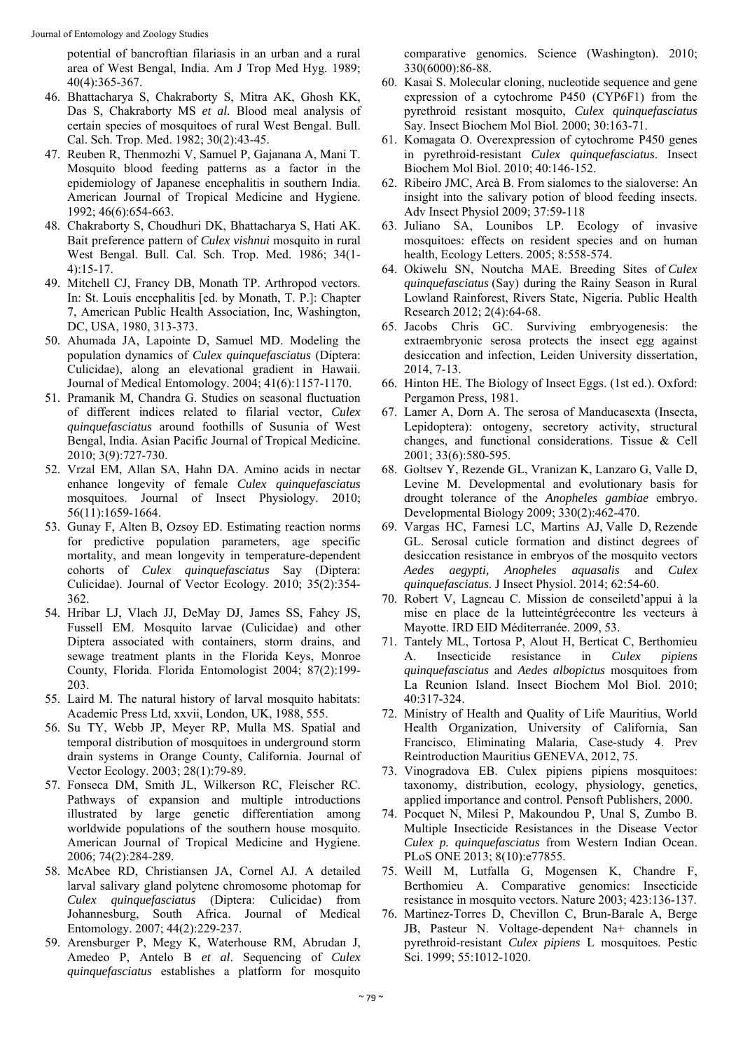potential of bancroftian filariasis in an urban and a rural area of West Bengal, India. Am J Trop Med Hyg. 1989; 40(4):365-367.

46. Bhattacharya S, Chakraborty S, Mitra AK, Ghosh KK, Das S, Chakraborty MS *et al.* Blood meal analysis of certain species of mosquitoes of rural West Bengal. Bull. Cal. Sch. Trop. Med. 1982; 30(2):43-45.
47. Reuben R, Thenmozhi V, Samuel P, Gajanana A, Mani T. Mosquito blood feeding patterns as a factor in the epidemiology of Japanese encephalitis in southern India. American Journal of Tropical Medicine and Hygiene. 1992; 46(6):654-663.
48. Chakraborty S, Choudhuri DK, Bhattacharya S, Hati AK. Bait preference pattern of *Culex vishnui* mosquito in rural West Bengal. Bull. Cal. Sch. Trop. Med. 1986; 34(1-4):15-17.
49. Mitchell CJ, Francy DB, Monath TP. Arthropod vectors. In: St. Louis encephalitis [ed. by Monath, T. P.]: Chapter 7, American Public Health Association, Inc, Washington, DC, USA, 1980, 313-373.
50. Ahumada JA, Lapointe D, Samuel MD. Modeling the population dynamics of *Culex quinquefasciatus* (Diptera: Culicidae), along an elevational gradient in Hawaii. Journal of Medical Entomology. 2004; 41(6):1157-1170.
51. Pramanik M, Chandra G. Studies on seasonal fluctuation of different indices related to filarial vector, *Culex quinquefasciatus* around foothills of Susunia of West Bengal, India. Asian Pacific Journal of Tropical Medicine. 2010; 3(9):727-730.
52. Vrzal EM, Allan SA, Hahn DA. Amino acids in nectar enhance longevity of female *Culex quinquefasciatus* mosquitoes. Journal of Insect Physiology. 2010; 56(11):1659-1664.
53. Gunay F, Alten B, Ozsoy ED. Estimating reaction norms for predictive population parameters, age specific mortality, and mean longevity in temperature-dependent cohorts of *Culex quinquefasciatus* Say (Diptera: Culicidae). Journal of Vector Ecology. 2010; 35(2):354-362.
54. Hribar LJ, Vlach JJ, DeMay DJ, James SS, Fahey JS, Fussell EM. Mosquito larvae (Culicidae) and other Diptera associated with containers, storm drains, and sewage treatment plants in the Florida Keys, Monroe County, Florida. Florida Entomologist 2004; 87(2):199-203.
55. Laird M. The natural history of larval mosquito habitats: Academic Press Ltd, xxvii, London, UK, 1988, 555.
56. Su TY, Webb JP, Meyer RP, Mulla MS. Spatial and temporal distribution of mosquitoes in underground storm drain systems in Orange County, California. Journal of Vector Ecology. 2003; 28(1):79-89.
57. Fonseca DM, Smith JL, Wilkerson RC, Fleischer RC. Pathways of expansion and multiple introductions illustrated by large genetic differentiation among worldwide populations of the southern house mosquito. American Journal of Tropical Medicine and Hygiene. 2006; 74(2):284-289.
58. McAbee RD, Christiansen JA, Cornel AJ. A detailed larval salivary gland polytene chromosome photomap for *Culex quinquefasciatus* (Diptera: Culicidae) from Johannesburg, South Africa. Journal of Medical Entomology. 2007; 44(2):229-237.
59. Arensburger P, Megy K, Waterhouse RM, Abrudan J, Amedeo P, Antelo B *et al*. Sequencing of *Culex quinquefasciatus* establishes a platform for mosquito comparative genomics. Science (Washington). 2010; 330(6000):86-88.
60. Kasai S. Molecular cloning, nucleotide sequence and gene expression of a cytochrome P450 (CYP6F1) from the pyrethroid resistant mosquito, *Culex quinquefasciatus* Say. Insect Biochem Mol Biol. 2000; 30:163-71.
61. Komagata O. Overexpression of cytochrome P450 genes in pyrethroid-resistant *Culex quinquefasciatus*. Insect Biochem Mol Biol. 2010; 40:146-152.
62. Ribeiro JMC, Arcà B. From sialomes to the sialoverse: An insight into the salivary potion of blood feeding insects. Adv Insect Physiol 2009; 37:59-118
63. Juliano SA, Lounibos LP. Ecology of invasive mosquitoes: effects on resident species and on human health, Ecology Letters. 2005; 8:558-574.
64. Okiwelu SN, Noutcha MAE. Breeding Sites of *Culex quinquefasciatus* (Say) during the Rainy Season in Rural Lowland Rainforest, Rivers State, Nigeria. Public Health Research 2012; 2(4):64-68.
65. Jacobs Chris GC. Surviving embryogenesis: the extraembryonic serosa protects the insect egg against desiccation and infection, Leiden University dissertation, 2014, 7-13.
66. Hinton HE. The Biology of Insect Eggs. (1st ed.). Oxford: Pergamon Press, 1981.
67. Lamer A, Dorn A. The serosa of Manducasexta (Insecta, Lepidoptera): ontogeny, secretory activity, structural changes, and functional considerations. Tissue & Cell 2001; 33(6):580-595.
68. Goltsev Y, Rezende GL, Vranizan K, Lanzaro G, Valle D, Levine M. Developmental and evolutionary basis for drought tolerance of the *Anopheles gambiae* embryo. Developmental Biology 2009; 330(2):462-470.
69. Vargas HC, Farnesi LC, Martins AJ, Valle D, Rezende GL. Serosal cuticle formation and distinct degrees of desiccation resistance in embryos of the mosquito vectors *Aedes aegypti, Anopheles aquasalis* and *Culex quinquefasciatus*. J Insect Physiol. 2014; 62:54-60.
70. Robert V, Lagneau C. Mission de conseiletd'appui à la mise en place de la lutteintégréecontre les vecteurs à Mayotte. IRD EID Méditerranée. 2009, 53.
71. Tantely ML, Tortosa P, Alout H, Berticat C, Berthomieu A. Insecticide resistance in *Culex pipiens quinquefasciatus* and *Aedes albopictus* mosquitoes from La Reunion Island. Insect Biochem Mol Biol. 2010; 40:317-324.
72. Ministry of Health and Quality of Life Mauritius, World Health Organization, University of California, San Francisco, Eliminating Malaria, Case-study 4. Prev Reintroduction Mauritius GENEVA, 2012, 75.
73. Vinogradova EB. Culex pipiens pipiens mosquitoes: taxonomy, distribution, ecology, physiology, genetics, applied importance and control. Pensoft Publishers, 2000.
74. Pocquet N, Milesi P, Makoundou P, Unal S, Zumbo B. Multiple Insecticide Resistances in the Disease Vector *Culex p. quinquefasciatus* from Western Indian Ocean. PLoS ONE 2013; 8(10):e77855.
75. Weill M, Lutfalla G, Mogensen K, Chandre F, Berthomieu A. Comparative genomics: Insecticide resistance in mosquito vectors. Nature 2003; 423:136-137.
76. Martinez-Torres D, Chevillon C, Brun-Barale A, Berge JB, Pasteur N. Voltage-dependent Na+ channels in pyrethroid-resistant *Culex pipiens* L mosquitoes. Pestic Sci. 1999; 55:1012-1020.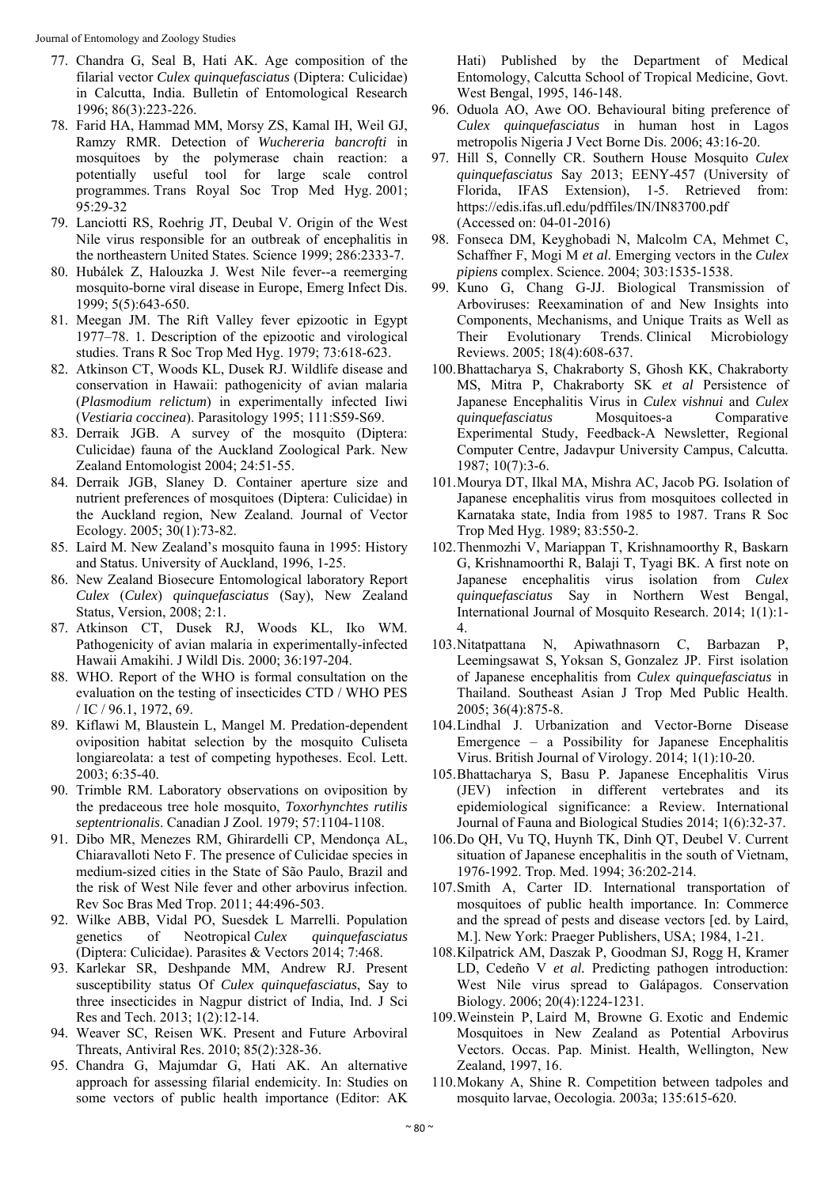77. Chandra G, Seal B, Hati AK. Age composition of the filarial vector *Culex quinquefasciatus* (Diptera: Culicidae) in Calcutta, India. Bulletin of Entomological Research 1996; 86(3):223-226.
78. Farid HA, Hammad MM, Morsy ZS, Kamal IH, Weil GJ, Ramzy RMR. Detection of *Wuchereria bancrofti* in mosquitoes by the polymerase chain reaction: a potentially useful tool for large scale control programmes. Trans Royal Soc Trop Med Hyg. 2001; 95:29-32
79. Lanciotti RS, Roehrig JT, Deubal V. Origin of the West Nile virus responsible for an outbreak of encephalitis in the northeastern United States. Science 1999; 286:2333-7.
80. Hubálek Z, Halouzka J. West Nile fever--a reemerging mosquito-borne viral disease in Europe, Emerg Infect Dis. 1999; 5(5):643-650.
81. Meegan JM. The Rift Valley fever epizootic in Egypt 1977–78. 1. Description of the epizootic and virological studies. Trans R Soc Trop Med Hyg. 1979; 73:618-623.
82. Atkinson CT, Woods KL, Dusek RJ. Wildlife disease and conservation in Hawaii: pathogenicity of avian malaria (*Plasmodium relictum*) in experimentally infected Iiwi (*Vestiaria coccinea*). Parasitology 1995; 111:S59-S69.
83. Derraik JGB. A survey of the mosquito (Diptera: Culicidae) fauna of the Auckland Zoological Park. New Zealand Entomologist 2004; 24:51-55.
84. Derraik JGB, Slaney D. Container aperture size and nutrient preferences of mosquitoes (Diptera: Culicidae) in the Auckland region, New Zealand. Journal of Vector Ecology. 2005; 30(1):73-82.
85. Laird M. New Zealand's mosquito fauna in 1995: History and Status. University of Auckland, 1996, 1-25.
86. New Zealand Biosecure Entomological laboratory Report *Culex* (*Culex*) *quinquefasciatus* (Say), New Zealand Status, Version, 2008; 2:1.
87. Atkinson CT, Dusek RJ, Woods KL, Iko WM. Pathogenicity of avian malaria in experimentally-infected Hawaii Amakihi. J Wildl Dis. 2000; 36:197-204.
88. WHO. Report of the WHO is formal consultation on the evaluation on the testing of insecticides CTD / WHO PES / IC / 96.1, 1972, 69.
89. Kiflawi M, Blaustein L, Mangel M. Predation-dependent oviposition habitat selection by the mosquito Culiseta longiareolata: a test of competing hypotheses. Ecol. Lett. 2003; 6:35-40.
90. Trimble RM. Laboratory observations on oviposition by the predaceous tree hole mosquito, *Toxorhynchtes rutilis septentrionalis*. Canadian J Zool. 1979; 57:1104-1108.
91. Dibo MR, Menezes RM, Ghirardelli CP, Mendonça AL, Chiaravalloti Neto F. The presence of Culicidae species in medium-sized cities in the State of São Paulo, Brazil and the risk of West Nile fever and other arbovirus infection. Rev Soc Bras Med Trop. 2011; 44:496-503.
92. Wilke ABB, Vidal PO, Suesdek L Marrelli. Population genetics of Neotropical *Culex quinquefasciatus* (Diptera: Culicidae). Parasites & Vectors 2014; 7:468.
93. Karlekar SR, Deshpande MM, Andrew RJ. Present susceptibility status Of *Culex quinquefasciatus*, Say to three insecticides in Nagpur district of India, Ind. J Sci Res and Tech. 2013; 1(2):12-14.
94. Weaver SC, Reisen WK. Present and Future Arboviral Threats, Antiviral Res. 2010; 85(2):328-36.
95. Chandra G, Majumdar G, Hati AK. An alternative approach for assessing filarial endemicity. In: Studies on some vectors of public health importance (Editor: AK Hati) Published by the Department of Medical Entomology, Calcutta School of Tropical Medicine, Govt. West Bengal, 1995, 146-148.
96. Oduola AO, Awe OO. Behavioural biting preference of *Culex quinquefasciatus* in human host in Lagos metropolis Nigeria J Vect Borne Dis. 2006; 43:16-20.
97. Hill S, Connelly CR. Southern House Mosquito *Culex quinquefasciatus* Say 2013; EENY-457 (University of Florida, IFAS Extension), 1-5. Retrieved from: https://edis.ifas.ufl.edu/pdffiles/IN/IN83700.pdf (Accessed on: 04-01-2016)
98. Fonseca DM, Keyghobadi N, Malcolm CA, Mehmet C, Schaffner F, Mogi M *et al*. Emerging vectors in the *Culex pipiens* complex. Science. 2004; 303:1535-1538.
99. Kuno G, Chang G-JJ. Biological Transmission of Arboviruses: Reexamination of and New Insights into Components, Mechanisms, and Unique Traits as Well as Their Evolutionary Trends. Clinical Microbiology Reviews. 2005; 18(4):608-637.
100. Bhattacharya S, Chakraborty S, Ghosh KK, Chakraborty MS, Mitra P, Chakraborty SK *et al* Persistence of Japanese Encephalitis Virus in *Culex vishnui* and *Culex quinquefasciatus* Mosquitoes-a Comparative Experimental Study, Feedback-A Newsletter, Regional Computer Centre, Jadavpur University Campus, Calcutta. 1987; 10(7):3-6.
101. Mourya DT, Ilkal MA, Mishra AC, Jacob PG. Isolation of Japanese encephalitis virus from mosquitoes collected in Karnataka state, India from 1985 to 1987. Trans R Soc Trop Med Hyg. 1989; 83:550-2.
102. Thenmozhi V, Mariappan T, Krishnamoorthy R, Baskarn G, Krishnamoorthi R, Balaji T, Tyagi BK. A first note on Japanese encephalitis virus isolation from *Culex quinquefasciatus* Say in Northern West Bengal, International Journal of Mosquito Research. 2014; 1(1):1-4.
103. Nitatpattana N, Apiwathnasorn C, Barbazan P, Leemingsawat S, Yoksan S, Gonzalez JP. First isolation of Japanese encephalitis from *Culex quinquefasciatus* in Thailand. Southeast Asian J Trop Med Public Health. 2005; 36(4):875-8.
104. Lindhal J. Urbanization and Vector-Borne Disease Emergence – a Possibility for Japanese Encephalitis Virus. British Journal of Virology. 2014; 1(1):10-20.
105. Bhattacharya S, Basu P. Japanese Encephalitis Virus (JEV) infection in different vertebrates and its epidemiological significance: a Review. International Journal of Fauna and Biological Studies 2014; 1(6):32-37.
106. Do QH, Vu TQ, Huynh TK, Dinh QT, Deubel V. Current situation of Japanese encephalitis in the south of Vietnam, 1976-1992. Trop. Med. 1994; 36:202-214.
107. Smith A, Carter ID. International transportation of mosquitoes of public health importance. In: Commerce and the spread of pests and disease vectors [ed. by Laird, M.]. New York: Praeger Publishers, USA; 1984, 1-21.
108. Kilpatrick AM, Daszak P, Goodman SJ, Rogg H, Kramer LD, Cedeño V *et al.* Predicting pathogen introduction: West Nile virus spread to Galápagos. Conservation Biology. 2006; 20(4):1224-1231.
109. Weinstein P, Laird M, Browne G. Exotic and Endemic Mosquitoes in New Zealand as Potential Arbovirus Vectors. Occas. Pap. Minist. Health, Wellington, New Zealand, 1997, 16.
110. Mokany A, Shine R. Competition between tadpoles and mosquito larvae, Oecologia. 2003a; 135:615-620.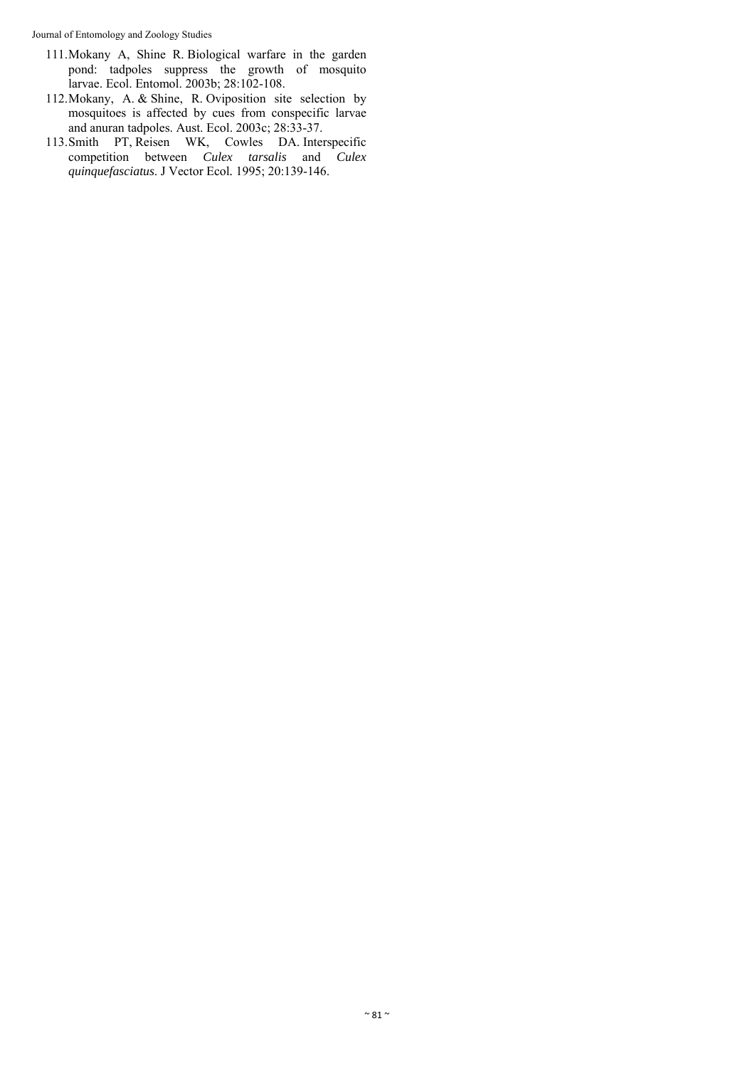111. Mokany A, Shine R. Biological warfare in the garden pond: tadpoles suppress the growth of mosquito larvae. Ecol. Entomol. 2003b; 28:102-108.
112. Mokany, A. & Shine, R. Oviposition site selection by mosquitoes is affected by cues from conspecific larvae and anuran tadpoles. Aust. Ecol. 2003c; 28:33-37.
113. Smith PT, Reisen WK, Cowles DA. Interspecific competition between *Culex tarsalis* and *Culex quinquefasciatus*. J Vector Ecol. 1995; 20:139-146.